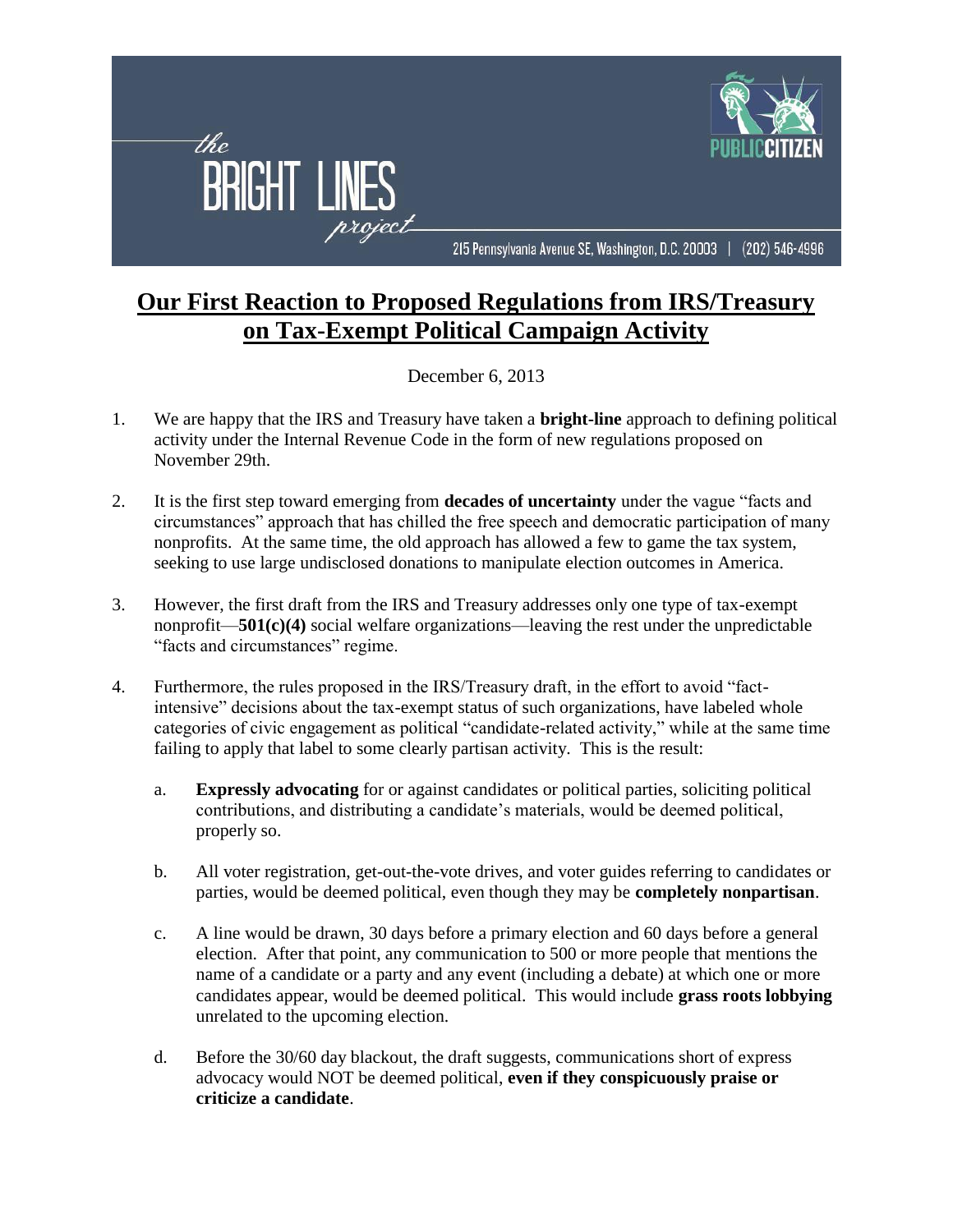the BRIGHT LINES project

PUBLIC CITIZEN

215 Pennsylvania Avenue SE, Washington, D.C. 20003 | (202) 546-4996

# Our First Reaction to Proposed Regulations from IRS/Treasury on Tax-Exempt Political Campaign Activity

December 6, 2013

1. We are happy that the IRS and Treasury have taken a **bright-line** approach to defining political activity under the Internal Revenue Code in the form of new regulations proposed on November 29th.

2. It is the first step toward emerging from **decades of uncertainty** under the vague "facts and circumstances" approach that has chilled the free speech and democratic participation of many nonprofits. At the same time, the old approach has allowed a few to game the tax system, seeking to use large undisclosed donations to manipulate election outcomes in America.

3. However, the first draft from the IRS and Treasury addresses only one type of tax-exempt nonprofit—**501(c)(4)** social welfare organizations—leaving the rest under the unpredictable "facts and circumstances" regime.

4. Furthermore, the rules proposed in the IRS/Treasury draft, in the effort to avoid "fact-intensive" decisions about the tax-exempt status of such organizations, have labeled whole categories of civic engagement as political "candidate-related activity," while at the same time failing to apply that label to some clearly partisan activity. This is the result:

   a. **Expressly advocating** for or against candidates or political parties, soliciting political contributions, and distributing a candidate's materials, would be deemed political, properly so.

   b. All voter registration, get-out-the-vote drives, and voter guides referring to candidates or parties, would be deemed political, even though they may be **completely nonpartisan**.

   c. A line would be drawn, 30 days before a primary election and 60 days before a general election. After that point, any communication to 500 or more people that mentions the name of a candidate or a party and any event (including a debate) at which one or more candidates appear, would be deemed political. This would include **grass roots lobbying** unrelated to the upcoming election.

   d. Before the 30/60 day blackout, the draft suggests, communications short of express advocacy would NOT be deemed political, **even if they conspicuously praise or criticize a candidate**.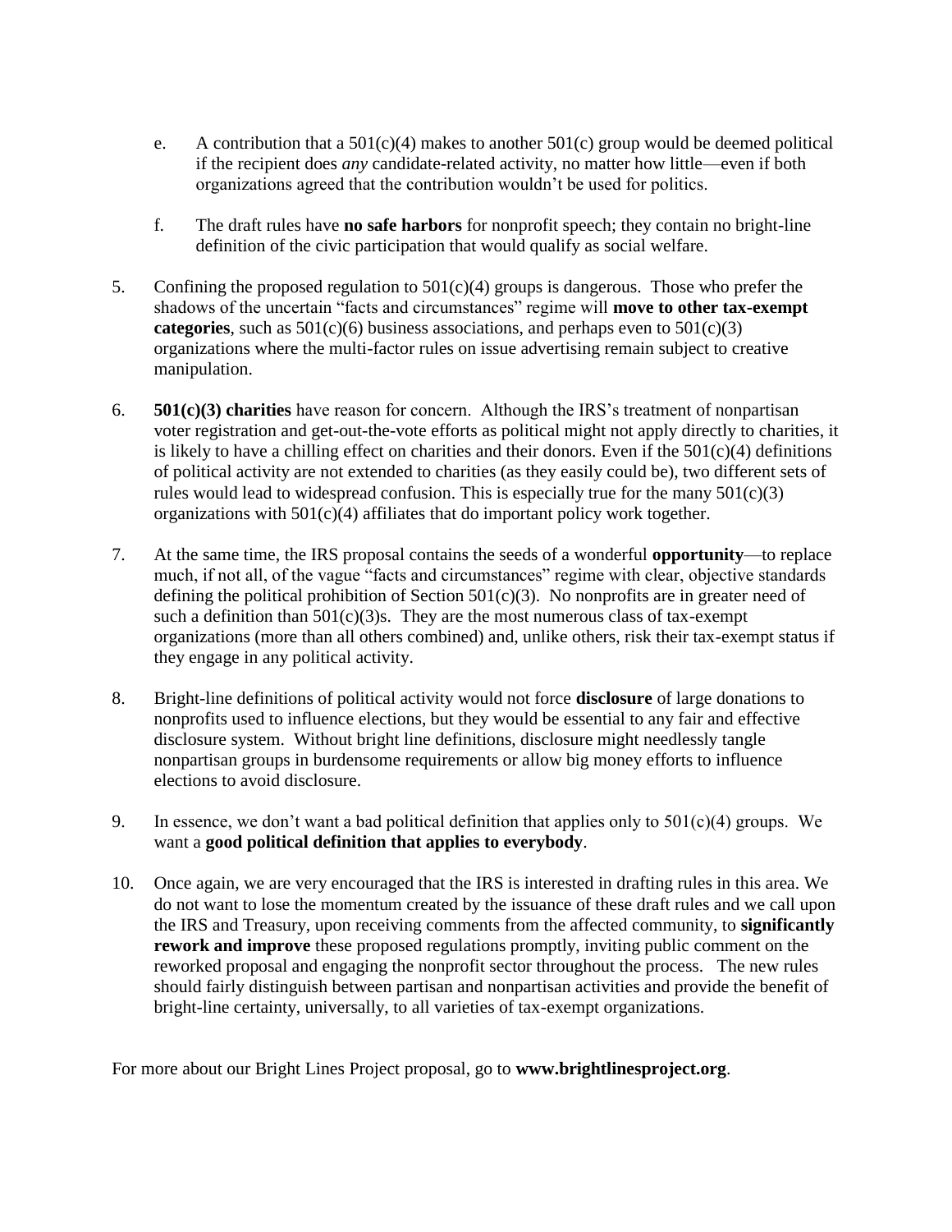e. A contribution that a 501(c)(4) makes to another 501(c) group would be deemed political if the recipient does *any* candidate-related activity, no matter how little—even if both organizations agreed that the contribution wouldn't be used for politics.

f. The draft rules have **no safe harbors** for nonprofit speech; they contain no bright-line definition of the civic participation that would qualify as social welfare.

5. Confining the proposed regulation to 501(c)(4) groups is dangerous. Those who prefer the shadows of the uncertain "facts and circumstances" regime will **move to other tax-exempt categories**, such as 501(c)(6) business associations, and perhaps even to 501(c)(3) organizations where the multi-factor rules on issue advertising remain subject to creative manipulation.

6. **501(c)(3) charities** have reason for concern. Although the IRS's treatment of nonpartisan voter registration and get-out-the-vote efforts as political might not apply directly to charities, it is likely to have a chilling effect on charities and their donors. Even if the 501(c)(4) definitions of political activity are not extended to charities (as they easily could be), two different sets of rules would lead to widespread confusion. This is especially true for the many 501(c)(3) organizations with 501(c)(4) affiliates that do important policy work together.

7. At the same time, the IRS proposal contains the seeds of a wonderful **opportunity**—to replace much, if not all, of the vague "facts and circumstances" regime with clear, objective standards defining the political prohibition of Section 501(c)(3). No nonprofits are in greater need of such a definition than 501(c)(3)s. They are the most numerous class of tax-exempt organizations (more than all others combined) and, unlike others, risk their tax-exempt status if they engage in any political activity.

8. Bright-line definitions of political activity would not force **disclosure** of large donations to nonprofits used to influence elections, but they would be essential to any fair and effective disclosure system. Without bright line definitions, disclosure might needlessly tangle nonpartisan groups in burdensome requirements or allow big money efforts to influence elections to avoid disclosure.

9. In essence, we don't want a bad political definition that applies only to 501(c)(4) groups. We want a **good political definition that applies to everybody**.

10. Once again, we are very encouraged that the IRS is interested in drafting rules in this area. We do not want to lose the momentum created by the issuance of these draft rules and we call upon the IRS and Treasury, upon receiving comments from the affected community, to **significantly rework and improve** these proposed regulations promptly, inviting public comment on the reworked proposal and engaging the nonprofit sector throughout the process. The new rules should fairly distinguish between partisan and nonpartisan activities and provide the benefit of bright-line certainty, universally, to all varieties of tax-exempt organizations.

For more about our Bright Lines Project proposal, go to **www.brightlinesproject.org**.